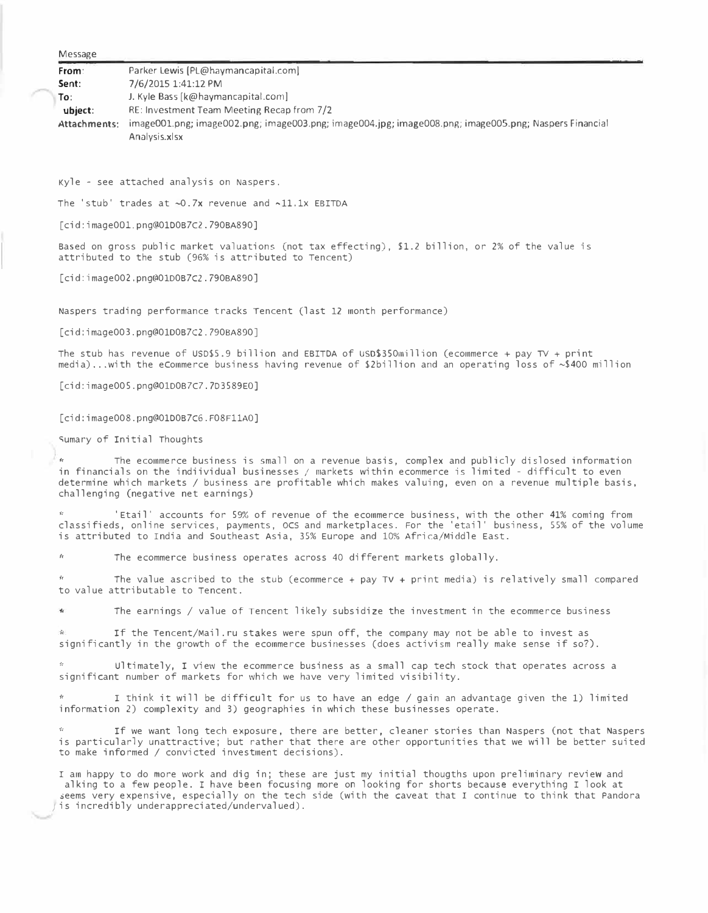Message

| | |
|---|---|
| **From:** | Parker Lewis [PL@haymancapital.com] |
| **Sent:** | 7/6/2015 1:41:12 PM |
| **To:** | J. Kyle Bass [k@haymancapital.com] |
| **ubject:** | RE: Investment Team Meeting Recap from 7/2 |
| **Attachments:** | image001.png; image002.png; image003.png; image004.jpg; image008.png; image005.png; Naspers Financial Analysis.xlsx |

Kyle - see attached analysis on Naspers.

The 'stub' trades at ~0.7x revenue and ~11.1x EBITDA

[cid:image001.png@01D0B7C2.790BA890]

Based on gross public market valuations (not tax effecting), $1.2 billion, or 2% of the value is attributed to the stub (96% is attributed to Tencent)

[cid:image002.png@01D0B7C2.790BA890]

Naspers trading performance tracks Tencent (last 12 month performance)

[cid:image003.png@01D0B7C2.790BA890]

The stub has revenue of USD$5.9 billion and EBITDA of USD$350million (ecommerce + pay TV + print media)...with the eCommerce business having revenue of $2billion and an operating loss of ~$400 million

[cid:image005.png@01D0B7C7.7D3589E0]

[cid:image008.png@01D0B7C6.F08F11A0]

Sumary of Initial Thoughts

- The ecommerce business is small on a revenue basis, complex and publicly dislosed information in financials on the indiividual businesses / markets within ecommerce is limited - difficult to even determine which markets / business are profitable which makes valuing, even on a revenue multiple basis, challenging (negative net earnings)
- 'Etail' accounts for 59% of revenue of the ecommerce business, with the other 41% coming from classifieds, online services, payments, OCS and marketplaces. For the 'etail' business, 55% of the volume is attributed to India and Southeast Asia, 35% Europe and 10% Africa/Middle East.
- The ecommerce business operates across 40 different markets globally.
- The value ascribed to the stub (ecommerce + pay TV + print media) is relatively small compared to value attributable to Tencent.
- The earnings / value of Tencent likely subsidize the investment in the ecommerce business
- If the Tencent/Mail.ru stakes were spun off, the company may not be able to invest as significantly in the growth of the ecommerce businesses (does activism really make sense if so?).
- Ultimately, I view the ecommerce business as a small cap tech stock that operates across a significant number of markets for which we have very limited visibility.
- I think it will be difficult for us to have an edge / gain an advantage given the 1) limited information 2) complexity and 3) geographies in which these businesses operate.
- If we want long tech exposure, there are better, cleaner stories than Naspers (not that Naspers is particularly unattractive; but rather that there are other opportunities that we will be better suited to make informed / convicted investment decisions).

I am happy to do more work and dig in; these are just my initial thougths upon preliminary review and alking to a few people. I have been focusing more on looking for shorts because everything I look at seems very expensive, especially on the tech side (with the caveat that I continue to think that Pandora is incredibly underappreciated/undervalued).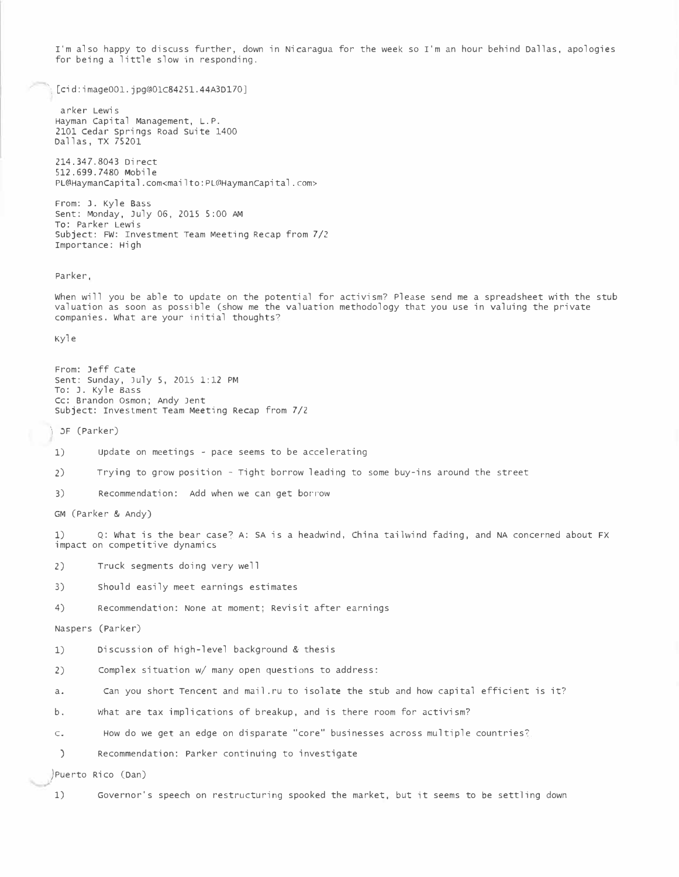I'm also happy to discuss further, down in Nicaragua for the week so I'm an hour behind Dallas, apologies for being a little slow in responding.

[cid:image001.jpg@01C84251.44A3D170]

arker Lewis
Hayman Capital Management, L.P.
2101 Cedar Springs Road Suite 1400
Dallas, TX 75201

214.347.8043 Direct
512.699.7480 Mobile
PL@HaymanCapital.com<mailto:PL@HaymanCapital.com>

From: J. Kyle Bass
Sent: Monday, July 06, 2015 5:00 AM
To: Parker Lewis
Subject: FW: Investment Team Meeting Recap from 7/2
Importance: High

Parker,

When will you be able to update on the potential for activism? Please send me a spreadsheet with the stub valuation as soon as possible (show me the valuation methodology that you use in valuing the private companies. What are your initial thoughts?

Kyle

From: Jeff Cate
Sent: Sunday, July 5, 2015 1:12 PM
To: J. Kyle Bass
Cc: Brandon Osmon; Andy Jent
Subject: Investment Team Meeting Recap from 7/2

JF (Parker)

1) Update on meetings - pace seems to be accelerating

2) Trying to grow position - Tight borrow leading to some buy-ins around the street

3) Recommendation: Add when we can get borrow

GM (Parker & Andy)

1) Q: What is the bear case? A: SA is a headwind, China tailwind fading, and NA concerned about FX impact on competitive dynamics

2) Truck segments doing very well

3) Should easily meet earnings estimates

4) Recommendation: None at moment; Revisit after earnings

Naspers (Parker)

1) Discussion of high-level background & thesis

2) Complex situation w/ many open questions to address:

a. Can you short Tencent and mail.ru to isolate the stub and how capital efficient is it?

b. What are tax implications of breakup, and is there room for activism?

c. How do we get an edge on disparate "core" businesses across multiple countries?

) Recommendation: Parker continuing to investigate

Puerto Rico (Dan)

1) Governor's speech on restructuring spooked the market, but it seems to be settling down